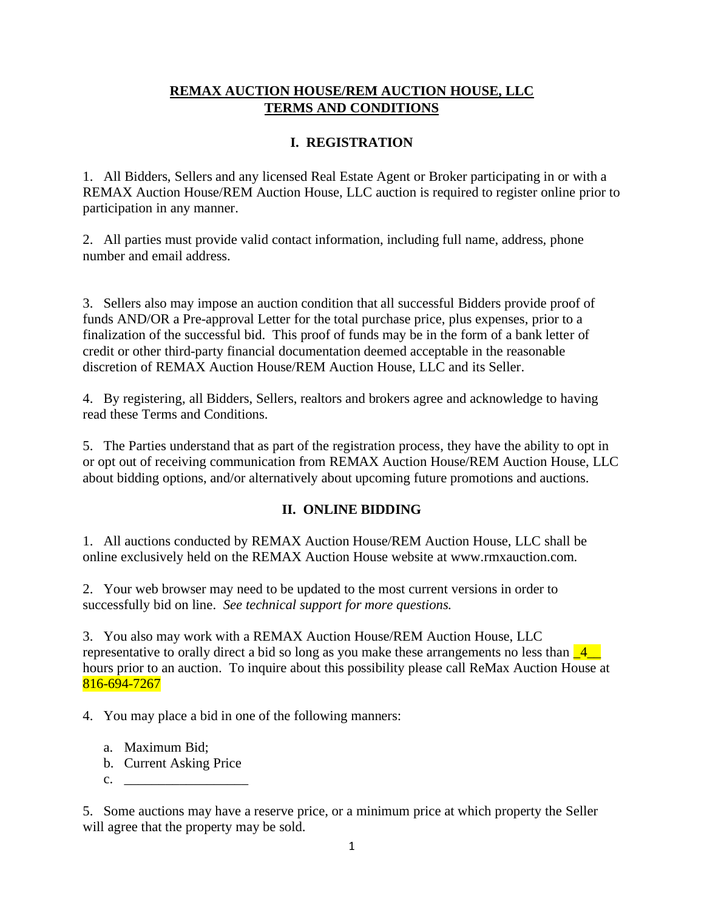**REMAX AUCTION HOUSE/REM AUCTION HOUSE, LLC**
**TERMS AND CONDITIONS**

## I. REGISTRATION

1. All Bidders, Sellers and any licensed Real Estate Agent or Broker participating in or with a REMAX Auction House/REM Auction House, LLC auction is required to register online prior to participation in any manner.

2. All parties must provide valid contact information, including full name, address, phone number and email address.

3. Sellers also may impose an auction condition that all successful Bidders provide proof of funds AND/OR a Pre-approval Letter for the total purchase price, plus expenses, prior to a finalization of the successful bid. This proof of funds may be in the form of a bank letter of credit or other third-party financial documentation deemed acceptable in the reasonable discretion of REMAX Auction House/REM Auction House, LLC and its Seller.

4. By registering, all Bidders, Sellers, realtors and brokers agree and acknowledge to having read these Terms and Conditions.

5. The Parties understand that as part of the registration process, they have the ability to opt in or opt out of receiving communication from REMAX Auction House/REM Auction House, LLC about bidding options, and/or alternatively about upcoming future promotions and auctions.

## II. ONLINE BIDDING

1. All auctions conducted by REMAX Auction House/REM Auction House, LLC shall be online exclusively held on the REMAX Auction House website at www.rmxauction.com.

2. Your web browser may need to be updated to the most current versions in order to successfully bid on line. *See technical support for more questions.*

3. You also may work with a REMAX Auction House/REM Auction House, LLC representative to orally direct a bid so long as you make these arrangements no less than _4__ hours prior to an auction. To inquire about this possibility please call ReMax Auction House at 816-694-7267

4. You may place a bid in one of the following manners:

   a. Maximum Bid;
   b. Current Asking Price
   c. __________________

5. Some auctions may have a reserve price, or a minimum price at which property the Seller will agree that the property may be sold.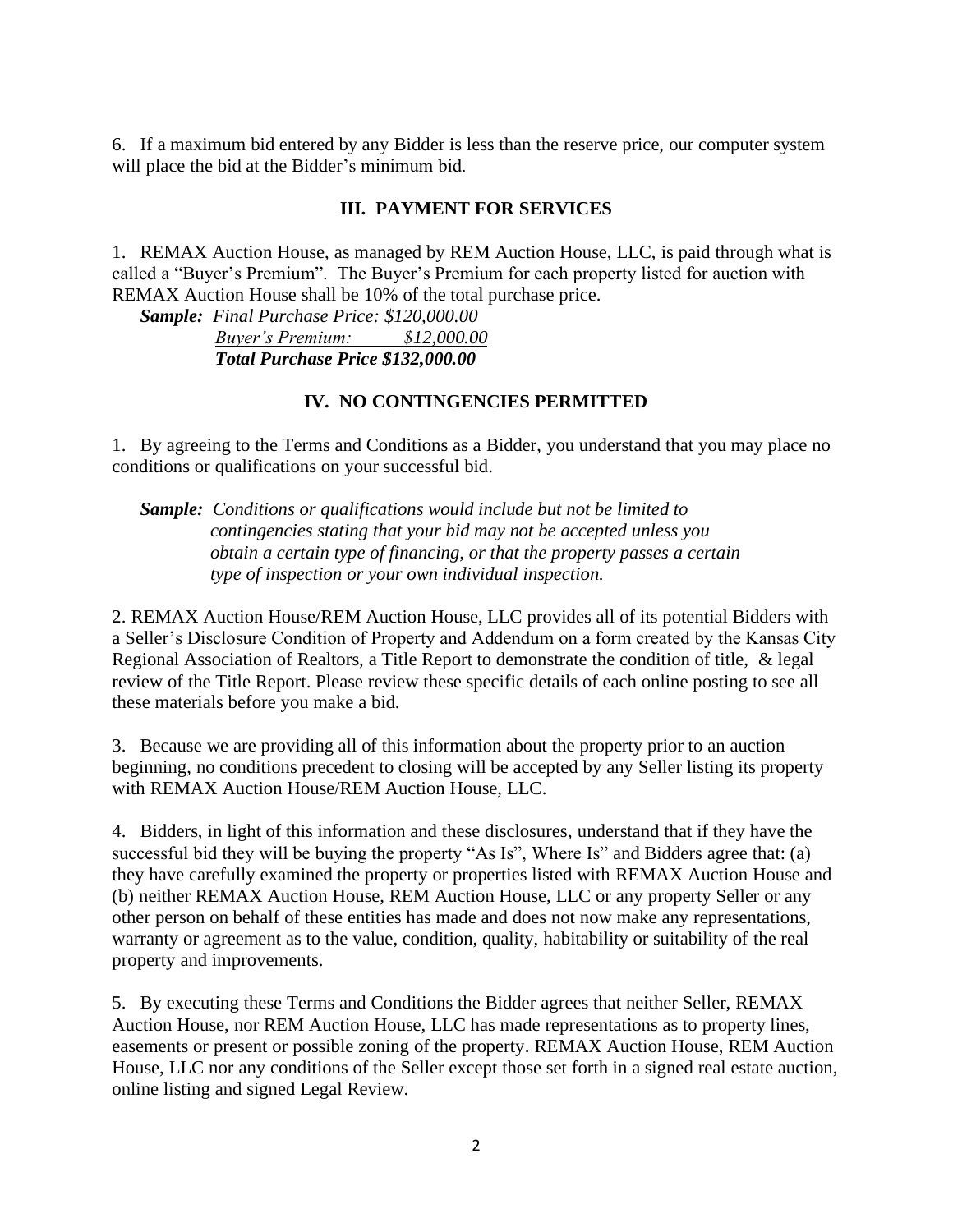6. If a maximum bid entered by any Bidder is less than the reserve price, our computer system will place the bid at the Bidder's minimum bid.

## III. PAYMENT FOR SERVICES

1. REMAX Auction House, as managed by REM Auction House, LLC, is paid through what is called a "Buyer's Premium". The Buyer's Premium for each property listed for auction with REMAX Auction House shall be 10% of the total purchase price.

***Sample:*** *Final Purchase Price: $120,000.00*
*Buyer's Premium: $12,000.00*
***Total Purchase Price $132,000.00***

## IV. NO CONTINGENCIES PERMITTED

1. By agreeing to the Terms and Conditions as a Bidder, you understand that you may place no conditions or qualifications on your successful bid.

***Sample:*** *Conditions or qualifications would include but not be limited to contingencies stating that your bid may not be accepted unless you obtain a certain type of financing, or that the property passes a certain type of inspection or your own individual inspection.*

2. REMAX Auction House/REM Auction House, LLC provides all of its potential Bidders with a Seller's Disclosure Condition of Property and Addendum on a form created by the Kansas City Regional Association of Realtors, a Title Report to demonstrate the condition of title, & legal review of the Title Report. Please review these specific details of each online posting to see all these materials before you make a bid.

3. Because we are providing all of this information about the property prior to an auction beginning, no conditions precedent to closing will be accepted by any Seller listing its property with REMAX Auction House/REM Auction House, LLC.

4. Bidders, in light of this information and these disclosures, understand that if they have the successful bid they will be buying the property "As Is", Where Is" and Bidders agree that: (a) they have carefully examined the property or properties listed with REMAX Auction House and (b) neither REMAX Auction House, REM Auction House, LLC or any property Seller or any other person on behalf of these entities has made and does not now make any representations, warranty or agreement as to the value, condition, quality, habitability or suitability of the real property and improvements.

5. By executing these Terms and Conditions the Bidder agrees that neither Seller, REMAX Auction House, nor REM Auction House, LLC has made representations as to property lines, easements or present or possible zoning of the property. REMAX Auction House, REM Auction House, LLC nor any conditions of the Seller except those set forth in a signed real estate auction, online listing and signed Legal Review.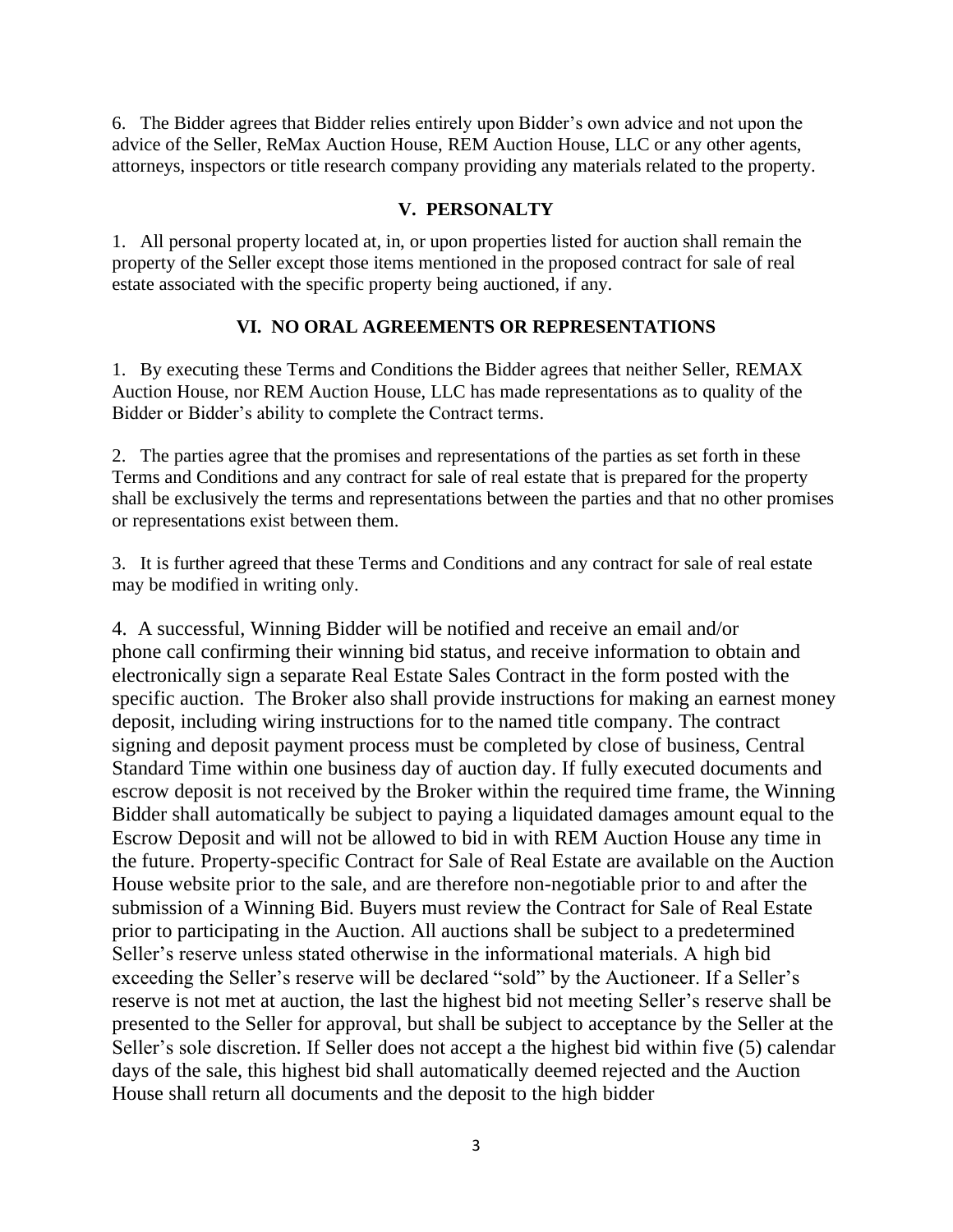6. The Bidder agrees that Bidder relies entirely upon Bidder's own advice and not upon the advice of the Seller, ReMax Auction House, REM Auction House, LLC or any other agents, attorneys, inspectors or title research company providing any materials related to the property.

## V. PERSONALTY

1. All personal property located at, in, or upon properties listed for auction shall remain the property of the Seller except those items mentioned in the proposed contract for sale of real estate associated with the specific property being auctioned, if any.

## VI. NO ORAL AGREEMENTS OR REPRESENTATIONS

1. By executing these Terms and Conditions the Bidder agrees that neither Seller, REMAX Auction House, nor REM Auction House, LLC has made representations as to quality of the Bidder or Bidder's ability to complete the Contract terms.

2. The parties agree that the promises and representations of the parties as set forth in these Terms and Conditions and any contract for sale of real estate that is prepared for the property shall be exclusively the terms and representations between the parties and that no other promises or representations exist between them.

3. It is further agreed that these Terms and Conditions and any contract for sale of real estate may be modified in writing only.

4. A successful, Winning Bidder will be notified and receive an email and/or phone call confirming their winning bid status, and receive information to obtain and electronically sign a separate Real Estate Sales Contract in the form posted with the specific auction. The Broker also shall provide instructions for making an earnest money deposit, including wiring instructions for to the named title company. The contract signing and deposit payment process must be completed by close of business, Central Standard Time within one business day of auction day. If fully executed documents and escrow deposit is not received by the Broker within the required time frame, the Winning Bidder shall automatically be subject to paying a liquidated damages amount equal to the Escrow Deposit and will not be allowed to bid in with REM Auction House any time in the future. Property-specific Contract for Sale of Real Estate are available on the Auction House website prior to the sale, and are therefore non-negotiable prior to and after the submission of a Winning Bid. Buyers must review the Contract for Sale of Real Estate prior to participating in the Auction. All auctions shall be subject to a predetermined Seller's reserve unless stated otherwise in the informational materials. A high bid exceeding the Seller's reserve will be declared "sold" by the Auctioneer. If a Seller's reserve is not met at auction, the last the highest bid not meeting Seller's reserve shall be presented to the Seller for approval, but shall be subject to acceptance by the Seller at the Seller's sole discretion. If Seller does not accept a the highest bid within five (5) calendar days of the sale, this highest bid shall automatically deemed rejected and the Auction House shall return all documents and the deposit to the high bidder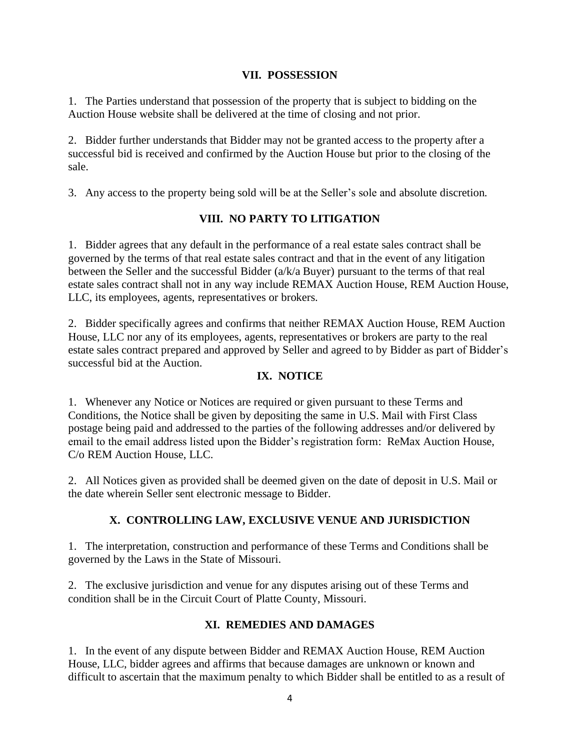## VII. POSSESSION

1. The Parties understand that possession of the property that is subject to bidding on the Auction House website shall be delivered at the time of closing and not prior.

2. Bidder further understands that Bidder may not be granted access to the property after a successful bid is received and confirmed by the Auction House but prior to the closing of the sale.

3. Any access to the property being sold will be at the Seller's sole and absolute discretion.

## VIII. NO PARTY TO LITIGATION

1. Bidder agrees that any default in the performance of a real estate sales contract shall be governed by the terms of that real estate sales contract and that in the event of any litigation between the Seller and the successful Bidder (a/k/a Buyer) pursuant to the terms of that real estate sales contract shall not in any way include REMAX Auction House, REM Auction House, LLC, its employees, agents, representatives or brokers.

2. Bidder specifically agrees and confirms that neither REMAX Auction House, REM Auction House, LLC nor any of its employees, agents, representatives or brokers are party to the real estate sales contract prepared and approved by Seller and agreed to by Bidder as part of Bidder's successful bid at the Auction.

## IX. NOTICE

1. Whenever any Notice or Notices are required or given pursuant to these Terms and Conditions, the Notice shall be given by depositing the same in U.S. Mail with First Class postage being paid and addressed to the parties of the following addresses and/or delivered by email to the email address listed upon the Bidder's registration form: ReMax Auction House, C/o REM Auction House, LLC.

2. All Notices given as provided shall be deemed given on the date of deposit in U.S. Mail or the date wherein Seller sent electronic message to Bidder.

## X. CONTROLLING LAW, EXCLUSIVE VENUE AND JURISDICTION

1. The interpretation, construction and performance of these Terms and Conditions shall be governed by the Laws in the State of Missouri.

2. The exclusive jurisdiction and venue for any disputes arising out of these Terms and condition shall be in the Circuit Court of Platte County, Missouri.

## XI. REMEDIES AND DAMAGES

1. In the event of any dispute between Bidder and REMAX Auction House, REM Auction House, LLC, bidder agrees and affirms that because damages are unknown or known and difficult to ascertain that the maximum penalty to which Bidder shall be entitled to as a result of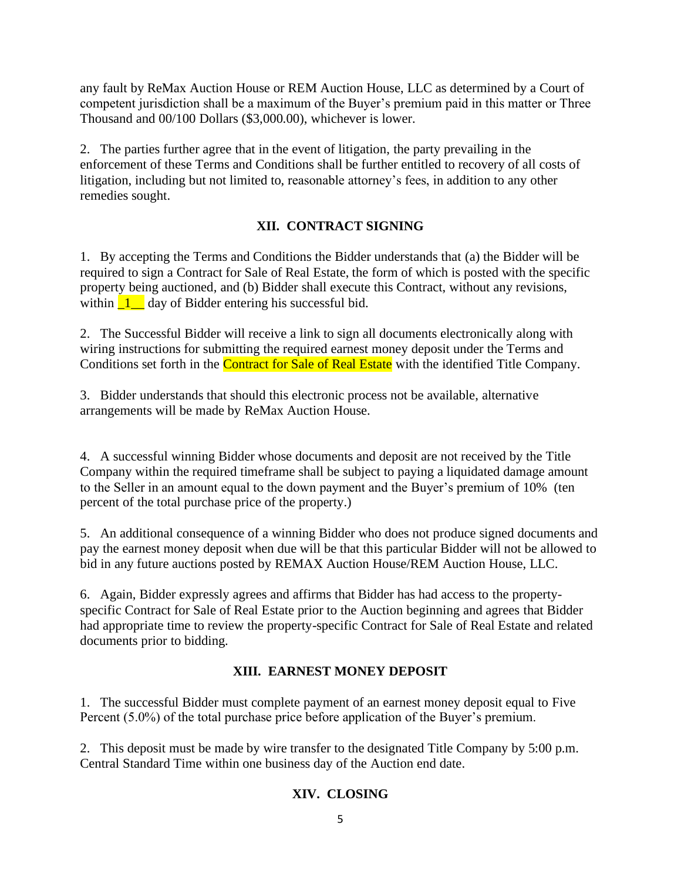any fault by ReMax Auction House or REM Auction House, LLC as determined by a Court of competent jurisdiction shall be a maximum of the Buyer's premium paid in this matter or Three Thousand and 00/100 Dollars ($3,000.00), whichever is lower.

2. The parties further agree that in the event of litigation, the party prevailing in the enforcement of these Terms and Conditions shall be further entitled to recovery of all costs of litigation, including but not limited to, reasonable attorney's fees, in addition to any other remedies sought.

## XII. CONTRACT SIGNING

1. By accepting the Terms and Conditions the Bidder understands that (a) the Bidder will be required to sign a Contract for Sale of Real Estate, the form of which is posted with the specific property being auctioned, and (b) Bidder shall execute this Contract, without any revisions, within _1__ day of Bidder entering his successful bid.

2. The Successful Bidder will receive a link to sign all documents electronically along with wiring instructions for submitting the required earnest money deposit under the Terms and Conditions set forth in the Contract for Sale of Real Estate with the identified Title Company.

3. Bidder understands that should this electronic process not be available, alternative arrangements will be made by ReMax Auction House.

4. A successful winning Bidder whose documents and deposit are not received by the Title Company within the required timeframe shall be subject to paying a liquidated damage amount to the Seller in an amount equal to the down payment and the Buyer's premium of 10% (ten percent of the total purchase price of the property.)

5. An additional consequence of a winning Bidder who does not produce signed documents and pay the earnest money deposit when due will be that this particular Bidder will not be allowed to bid in any future auctions posted by REMAX Auction House/REM Auction House, LLC.

6. Again, Bidder expressly agrees and affirms that Bidder has had access to the property-specific Contract for Sale of Real Estate prior to the Auction beginning and agrees that Bidder had appropriate time to review the property-specific Contract for Sale of Real Estate and related documents prior to bidding.

## XIII. EARNEST MONEY DEPOSIT

1. The successful Bidder must complete payment of an earnest money deposit equal to Five Percent (5.0%) of the total purchase price before application of the Buyer's premium.

2. This deposit must be made by wire transfer to the designated Title Company by 5:00 p.m. Central Standard Time within one business day of the Auction end date.

## XIV. CLOSING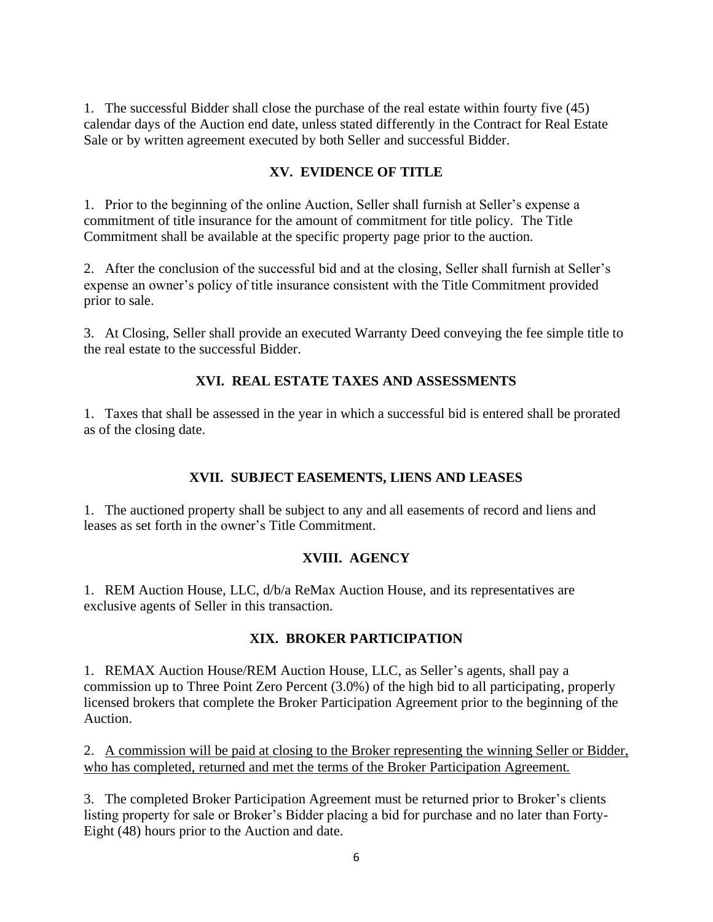1. The successful Bidder shall close the purchase of the real estate within fourty five (45) calendar days of the Auction end date, unless stated differently in the Contract for Real Estate Sale or by written agreement executed by both Seller and successful Bidder.

## XV. EVIDENCE OF TITLE

1. Prior to the beginning of the online Auction, Seller shall furnish at Seller's expense a commitment of title insurance for the amount of commitment for title policy. The Title Commitment shall be available at the specific property page prior to the auction.

2. After the conclusion of the successful bid and at the closing, Seller shall furnish at Seller's expense an owner's policy of title insurance consistent with the Title Commitment provided prior to sale.

3. At Closing, Seller shall provide an executed Warranty Deed conveying the fee simple title to the real estate to the successful Bidder.

## XVI. REAL ESTATE TAXES AND ASSESSMENTS

1. Taxes that shall be assessed in the year in which a successful bid is entered shall be prorated as of the closing date.

## XVII. SUBJECT EASEMENTS, LIENS AND LEASES

1. The auctioned property shall be subject to any and all easements of record and liens and leases as set forth in the owner's Title Commitment.

## XVIII. AGENCY

1. REM Auction House, LLC, d/b/a ReMax Auction House, and its representatives are exclusive agents of Seller in this transaction.

## XIX. BROKER PARTICIPATION

1. REMAX Auction House/REM Auction House, LLC, as Seller's agents, shall pay a commission up to Three Point Zero Percent (3.0%) of the high bid to all participating, properly licensed brokers that complete the Broker Participation Agreement prior to the beginning of the Auction.

2. <u>A commission will be paid at closing to the Broker representing the winning Seller or Bidder, who has completed, returned and met the terms of the Broker Participation Agreement.</u>

3. The completed Broker Participation Agreement must be returned prior to Broker's clients listing property for sale or Broker's Bidder placing a bid for purchase and no later than Forty-Eight (48) hours prior to the Auction and date.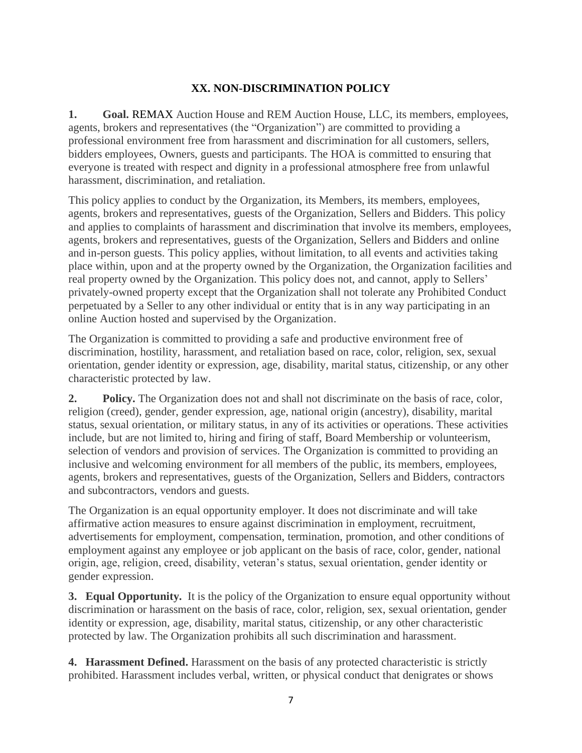## XX. NON-DISCRIMINATION POLICY

**1. Goal.** REMAX Auction House and REM Auction House, LLC, its members, employees, agents, brokers and representatives (the "Organization") are committed to providing a professional environment free from harassment and discrimination for all customers, sellers, bidders employees, Owners, guests and participants. The HOA is committed to ensuring that everyone is treated with respect and dignity in a professional atmosphere free from unlawful harassment, discrimination, and retaliation.

This policy applies to conduct by the Organization, its Members, its members, employees, agents, brokers and representatives, guests of the Organization, Sellers and Bidders. This policy and applies to complaints of harassment and discrimination that involve its members, employees, agents, brokers and representatives, guests of the Organization, Sellers and Bidders and online and in-person guests. This policy applies, without limitation, to all events and activities taking place within, upon and at the property owned by the Organization, the Organization facilities and real property owned by the Organization. This policy does not, and cannot, apply to Sellers' privately-owned property except that the Organization shall not tolerate any Prohibited Conduct perpetuated by a Seller to any other individual or entity that is in any way participating in an online Auction hosted and supervised by the Organization.

The Organization is committed to providing a safe and productive environment free of discrimination, hostility, harassment, and retaliation based on race, color, religion, sex, sexual orientation, gender identity or expression, age, disability, marital status, citizenship, or any other characteristic protected by law.

**2. Policy.** The Organization does not and shall not discriminate on the basis of race, color, religion (creed), gender, gender expression, age, national origin (ancestry), disability, marital status, sexual orientation, or military status, in any of its activities or operations. These activities include, but are not limited to, hiring and firing of staff, Board Membership or volunteerism, selection of vendors and provision of services. The Organization is committed to providing an inclusive and welcoming environment for all members of the public, its members, employees, agents, brokers and representatives, guests of the Organization, Sellers and Bidders, contractors and subcontractors, vendors and guests.

The Organization is an equal opportunity employer. It does not discriminate and will take affirmative action measures to ensure against discrimination in employment, recruitment, advertisements for employment, compensation, termination, promotion, and other conditions of employment against any employee or job applicant on the basis of race, color, gender, national origin, age, religion, creed, disability, veteran's status, sexual orientation, gender identity or gender expression.

**3. Equal Opportunity.** It is the policy of the Organization to ensure equal opportunity without discrimination or harassment on the basis of race, color, religion, sex, sexual orientation, gender identity or expression, age, disability, marital status, citizenship, or any other characteristic protected by law. The Organization prohibits all such discrimination and harassment.

**4. Harassment Defined.** Harassment on the basis of any protected characteristic is strictly prohibited. Harassment includes verbal, written, or physical conduct that denigrates or shows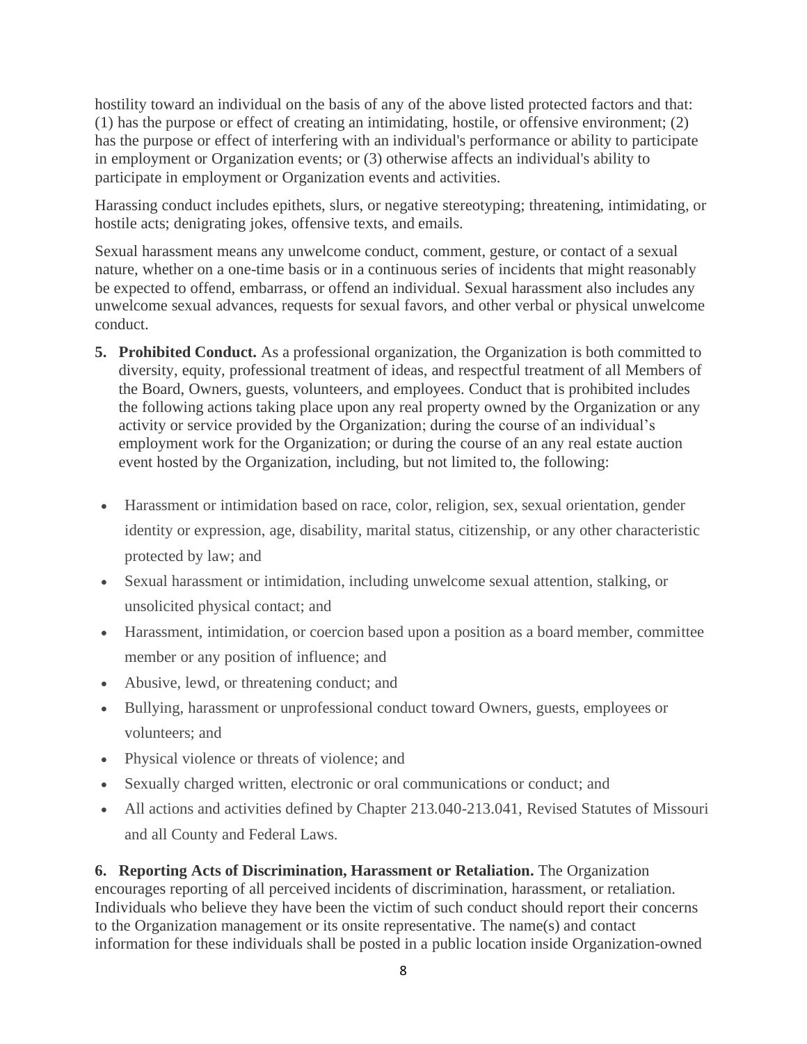hostility toward an individual on the basis of any of the above listed protected factors and that: (1) has the purpose or effect of creating an intimidating, hostile, or offensive environment; (2) has the purpose or effect of interfering with an individual's performance or ability to participate in employment or Organization events; or (3) otherwise affects an individual's ability to participate in employment or Organization events and activities.

Harassing conduct includes epithets, slurs, or negative stereotyping; threatening, intimidating, or hostile acts; denigrating jokes, offensive texts, and emails.

Sexual harassment means any unwelcome conduct, comment, gesture, or contact of a sexual nature, whether on a one-time basis or in a continuous series of incidents that might reasonably be expected to offend, embarrass, or offend an individual. Sexual harassment also includes any unwelcome sexual advances, requests for sexual favors, and other verbal or physical unwelcome conduct.

5. **Prohibited Conduct.** As a professional organization, the Organization is both committed to diversity, equity, professional treatment of ideas, and respectful treatment of all Members of the Board, Owners, guests, volunteers, and employees. Conduct that is prohibited includes the following actions taking place upon any real property owned by the Organization or any activity or service provided by the Organization; during the course of an individual's employment work for the Organization; or during the course of an any real estate auction event hosted by the Organization, including, but not limited to, the following:

- Harassment or intimidation based on race, color, religion, sex, sexual orientation, gender identity or expression, age, disability, marital status, citizenship, or any other characteristic protected by law; and
- Sexual harassment or intimidation, including unwelcome sexual attention, stalking, or unsolicited physical contact; and
- Harassment, intimidation, or coercion based upon a position as a board member, committee member or any position of influence; and
- Abusive, lewd, or threatening conduct; and
- Bullying, harassment or unprofessional conduct toward Owners, guests, employees or volunteers; and
- Physical violence or threats of violence; and
- Sexually charged written, electronic or oral communications or conduct; and
- All actions and activities defined by Chapter 213.040-213.041, Revised Statutes of Missouri and all County and Federal Laws.

**6. Reporting Acts of Discrimination, Harassment or Retaliation.** The Organization encourages reporting of all perceived incidents of discrimination, harassment, or retaliation. Individuals who believe they have been the victim of such conduct should report their concerns to the Organization management or its onsite representative. The name(s) and contact information for these individuals shall be posted in a public location inside Organization-owned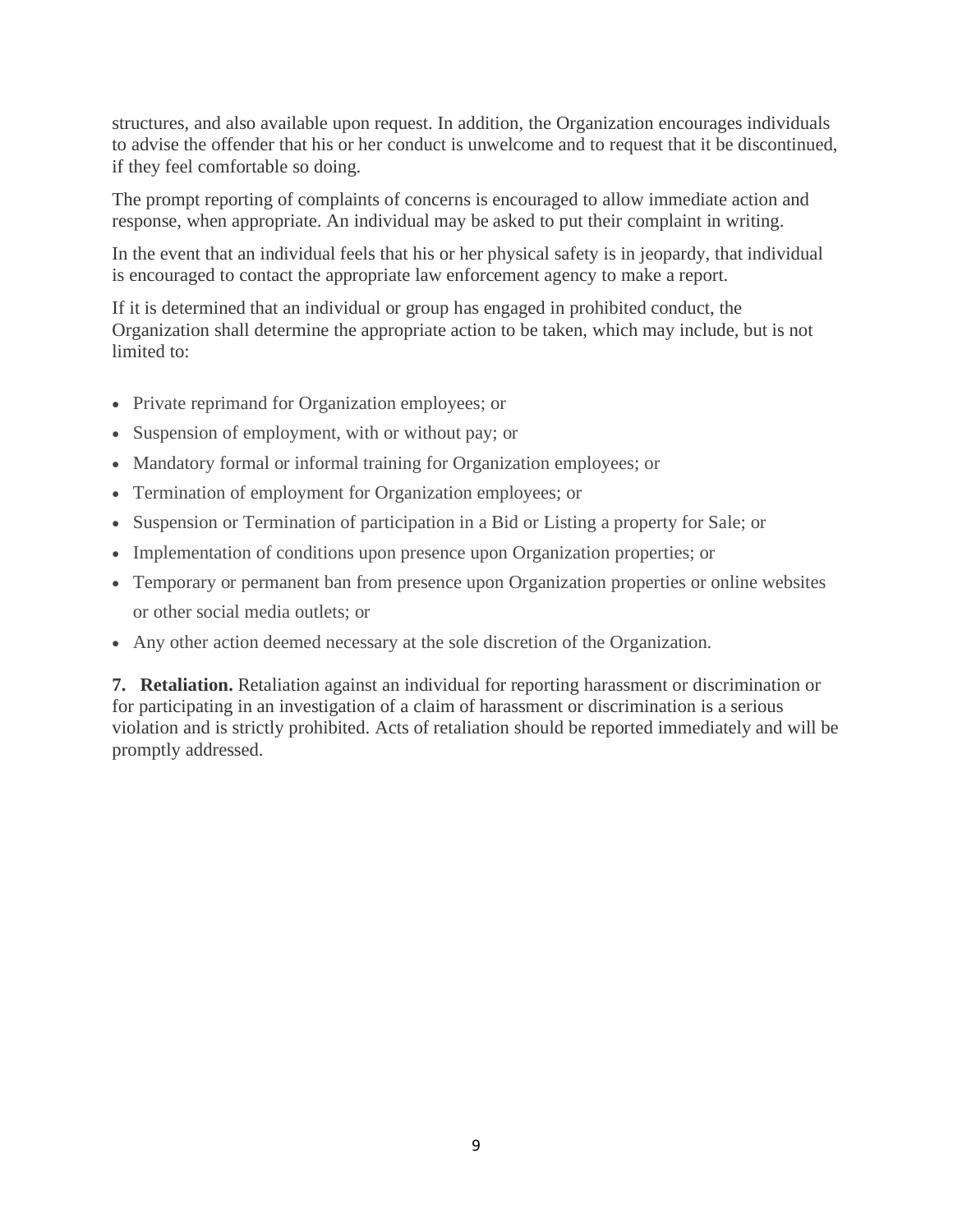structures, and also available upon request. In addition, the Organization encourages individuals to advise the offender that his or her conduct is unwelcome and to request that it be discontinued, if they feel comfortable so doing.

The prompt reporting of complaints of concerns is encouraged to allow immediate action and response, when appropriate. An individual may be asked to put their complaint in writing.

In the event that an individual feels that his or her physical safety is in jeopardy, that individual is encouraged to contact the appropriate law enforcement agency to make a report.

If it is determined that an individual or group has engaged in prohibited conduct, the Organization shall determine the appropriate action to be taken, which may include, but is not limited to:

- Private reprimand for Organization employees; or
- Suspension of employment, with or without pay; or
- Mandatory formal or informal training for Organization employees; or
- Termination of employment for Organization employees; or
- Suspension or Termination of participation in a Bid or Listing a property for Sale; or
- Implementation of conditions upon presence upon Organization properties; or
- Temporary or permanent ban from presence upon Organization properties or online websites or other social media outlets; or
- Any other action deemed necessary at the sole discretion of the Organization.

**7. Retaliation.** Retaliation against an individual for reporting harassment or discrimination or for participating in an investigation of a claim of harassment or discrimination is a serious violation and is strictly prohibited. Acts of retaliation should be reported immediately and will be promptly addressed.